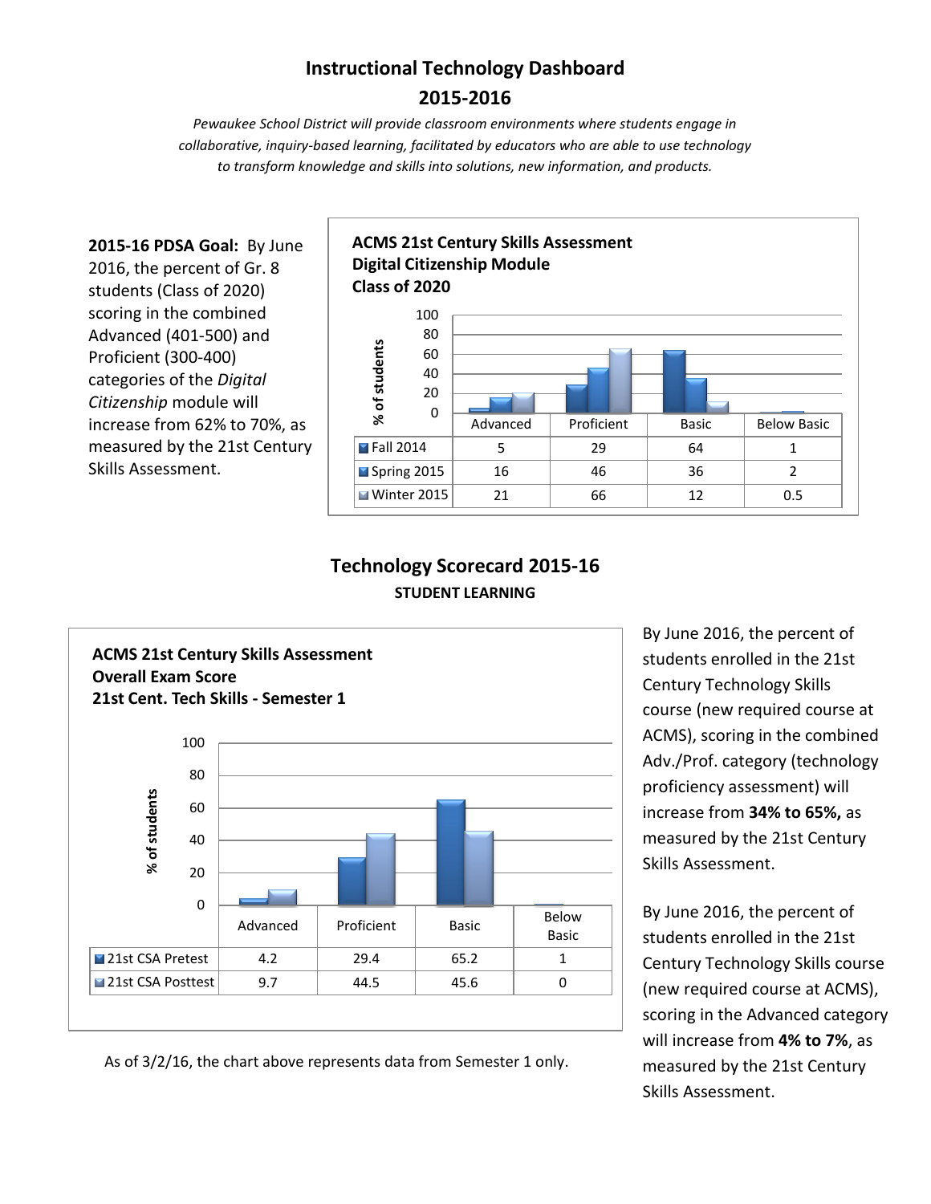# Instructional Technology Dashboard
## 2015-2016

*Pewaukee School District will provide classroom environments where students engage in collaborative, inquiry-based learning, facilitated by educators who are able to use technology to transform knowledge and skills into solutions, new information, and products.*

**2015-16 PDSA Goal:** By June 2016, the percent of Gr. 8 students (Class of 2020) scoring in the combined Advanced (401-500) and Proficient (300-400) categories of the *Digital Citizenship* module will increase from 62% to 70%, as measured by the 21st Century Skills Assessment.

**ACMS 21st Century Skills Assessment**
**Digital Citizenship Module**
**Class of 2020**

| % of students | Advanced | Proficient | Basic | Below Basic |
|---|---|---|---|---|
| Fall 2014 | 5 | 29 | 64 | 1 |
| Spring 2015 | 16 | 46 | 36 | 2 |
| Winter 2015 | 21 | 66 | 12 | 0.5 |

## Technology Scorecard 2015-16
### STUDENT LEARNING

**ACMS 21st Century Skills Assessment**
**Overall Exam Score**
**21st Cent. Tech Skills - Semester 1**

| % of students | Advanced | Proficient | Basic | Below Basic |
|---|---|---|---|---|
| 21st CSA Pretest | 4.2 | 29.4 | 65.2 | 1 |
| 21st CSA Posttest | 9.7 | 44.5 | 45.6 | 0 |

As of 3/2/16, the chart above represents data from Semester 1 only.

By June 2016, the percent of students enrolled in the 21st Century Technology Skills course (new required course at ACMS), scoring in the combined Adv./Prof. category (technology proficiency assessment) will increase from **34% to 65%,** as measured by the 21st Century Skills Assessment.

By June 2016, the percent of students enrolled in the 21st Century Technology Skills course (new required course at ACMS), scoring in the Advanced category will increase from **4% to 7%**, as measured by the 21st Century Skills Assessment.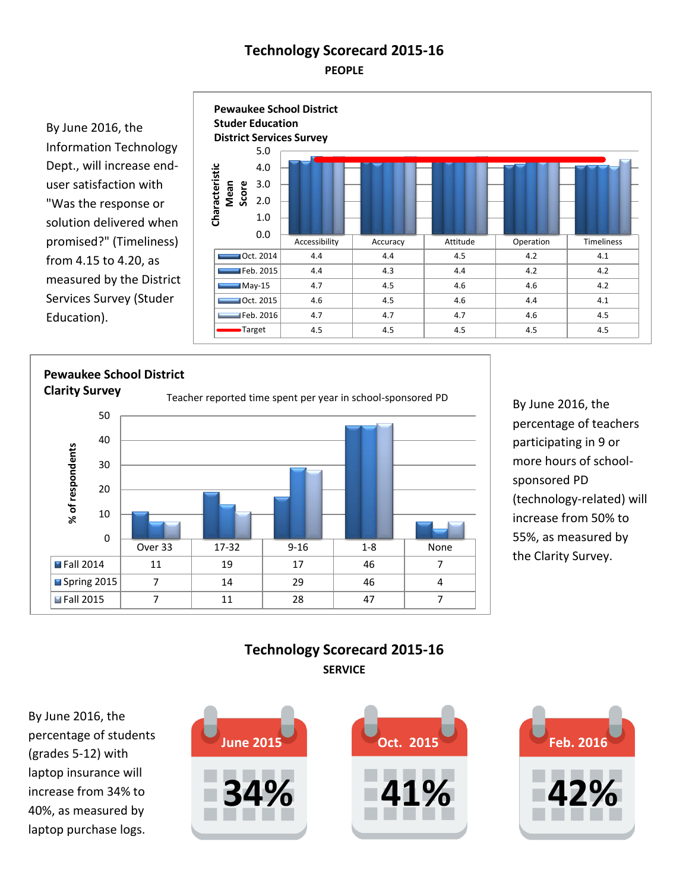# Technology Scorecard 2015-16

## PEOPLE

By June 2016, the Information Technology Dept., will increase end-user satisfaction with "Was the response or solution delivered when promised?" (Timeliness) from 4.15 to 4.20, as measured by the District Services Survey (Studer Education).

**Pewaukee School District**
**Studer Education**
**District Services Survey**

Characteristic Mean Score

| | Accessibility | Accuracy | Attitude | Operation | Timeliness |
|---|---|---|---|---|---|
| Oct. 2014 | 4.4 | 4.4 | 4.5 | 4.2 | 4.1 |
| Feb. 2015 | 4.4 | 4.3 | 4.4 | 4.2 | 4.2 |
| May-15 | 4.7 | 4.5 | 4.6 | 4.6 | 4.2 |
| Oct. 2015 | 4.6 | 4.5 | 4.6 | 4.4 | 4.1 |
| Feb. 2016 | 4.7 | 4.7 | 4.7 | 4.6 | 4.5 |
| Target | 4.5 | 4.5 | 4.5 | 4.5 | 4.5 |

**Pewaukee School District**
**Clarity Survey**

Teacher reported time spent per year in school-sponsored PD

% of respondents

| | Over 33 | 17-32 | 9-16 | 1-8 | None |
|---|---|---|---|---|---|
| Fall 2014 | 11 | 19 | 17 | 46 | 7 |
| Spring 2015 | 7 | 14 | 29 | 46 | 4 |
| Fall 2015 | 7 | 11 | 28 | 47 | 7 |

By June 2016, the percentage of teachers participating in 9 or more hours of school-sponsored PD (technology-related) will increase from 50% to 55%, as measured by the Clarity Survey.

# Technology Scorecard 2015-16

## SERVICE

By June 2016, the percentage of students (grades 5-12) with laptop insurance will increase from 34% to 40%, as measured by laptop purchase logs.

| June 2015 | Oct. 2015 | Feb. 2016 |
|---|---|---|
| 34% | 41% | 42% |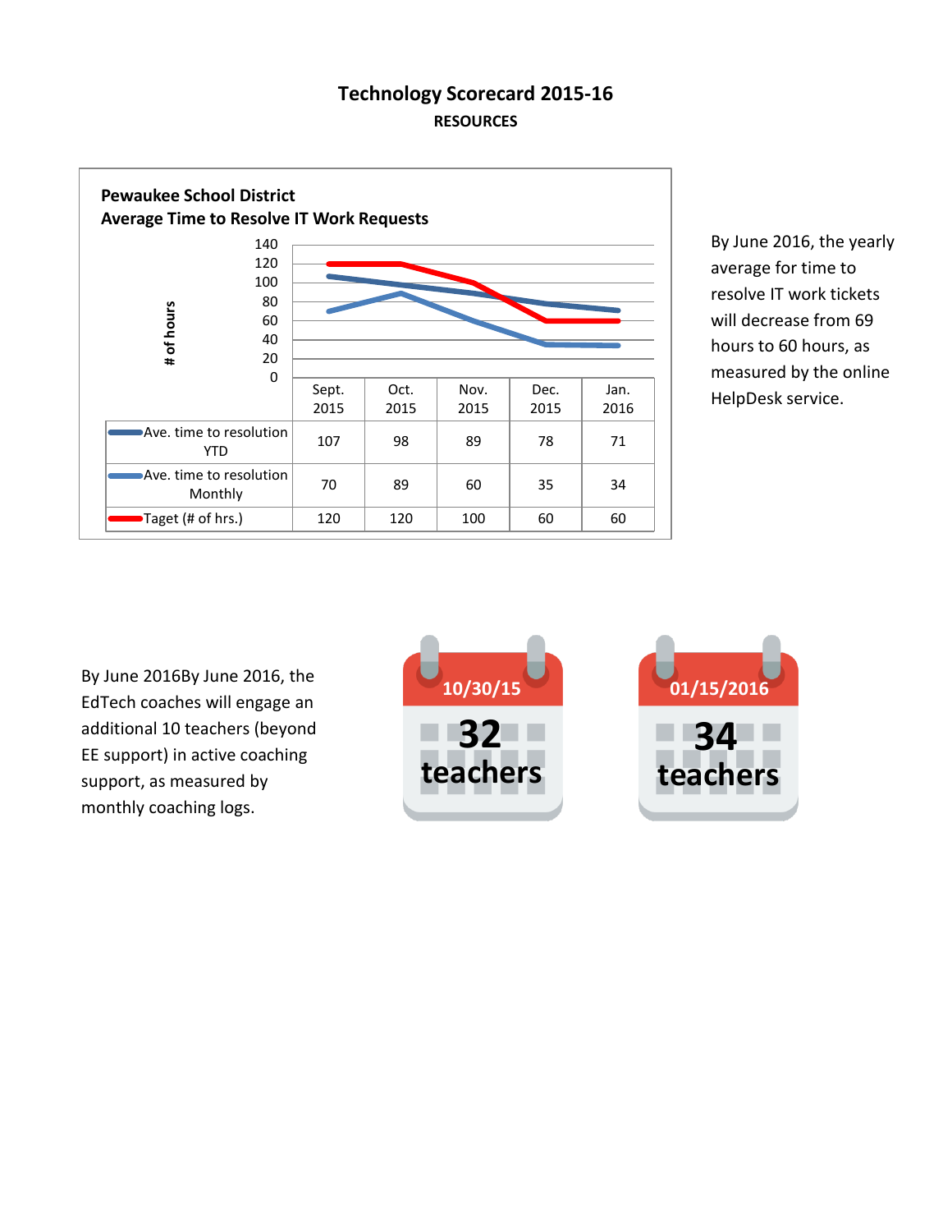# Technology Scorecard 2015-16

**RESOURCES**

**Pewaukee School District**
**Average Time to Resolve IT Work Requests**

# of hours

140
120
100
80
60
40
20
0

| | Sept. 2015 | Oct. 2015 | Nov. 2015 | Dec. 2015 | Jan. 2016 |
|---|---|---|---|---|---|
| Ave. time to resolution YTD | 107 | 98 | 89 | 78 | 71 |
| Ave. time to resolution Monthly | 70 | 89 | 60 | 35 | 34 |
| Taget (# of hrs.) | 120 | 120 | 100 | 60 | 60 |

By June 2016, the yearly average for time to resolve IT work tickets will decrease from 69 hours to 60 hours, as measured by the online HelpDesk service.

By June 2016By June 2016, the EdTech coaches will engage an additional 10 teachers (beyond EE support) in active coaching support, as measured by monthly coaching logs.

10/30/15
32
teachers

01/15/2016
34
teachers